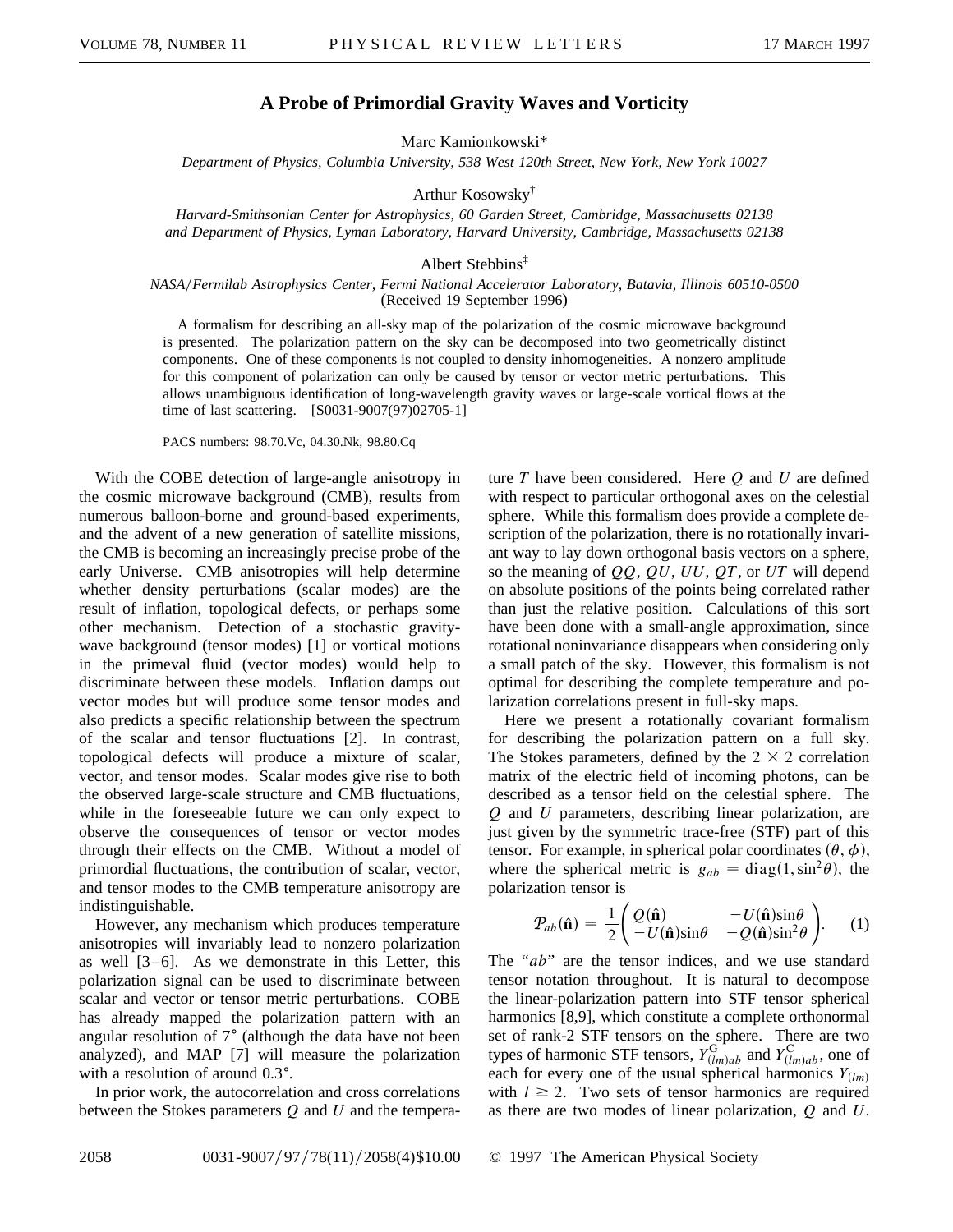# A Probe of Primordial Gravity Waves and Vorticity

Marc Kamionkowski*

*Department of Physics, Columbia University, 538 West 120th Street, New York, New York 10027*

Arthur Kosowsky†

*Harvard-Smithsonian Center for Astrophysics, 60 Garden Street, Cambridge, Massachusetts 02138*
*and Department of Physics, Lyman Laboratory, Harvard University, Cambridge, Massachusetts 02138*

Albert Stebbins‡

*NASA/Fermilab Astrophysics Center, Fermi National Accelerator Laboratory, Batavia, Illinois 60510-0500*
(Received 19 September 1996)

A formalism for describing an all-sky map of the polarization of the cosmic microwave background is presented. The polarization pattern on the sky can be decomposed into two geometrically distinct components. One of these components is not coupled to density inhomogeneities. A nonzero amplitude for this component of polarization can only be caused by tensor or vector metric perturbations. This allows unambiguous identification of long-wavelength gravity waves or large-scale vortical flows at the time of last scattering. [S0031-9007(97)02705-1]

PACS numbers: 98.70.Vc, 04.30.Nk, 98.80.Cq

With the COBE detection of large-angle anisotropy in the cosmic microwave background (CMB), results from numerous balloon-borne and ground-based experiments, and the advent of a new generation of satellite missions, the CMB is becoming an increasingly precise probe of the early Universe. CMB anisotropies will help determine whether density perturbations (scalar modes) are the result of inflation, topological defects, or perhaps some other mechanism. Detection of a stochastic gravity-wave background (tensor modes) [1] or vortical motions in the primeval fluid (vector modes) would help to discriminate between these models. Inflation damps out vector modes but will produce some tensor modes and also predicts a specific relationship between the spectrum of the scalar and tensor fluctuations [2]. In contrast, topological defects will produce a mixture of scalar, vector, and tensor modes. Scalar modes give rise to both the observed large-scale structure and CMB fluctuations, while in the foreseeable future we can only expect to observe the consequences of tensor or vector modes through their effects on the CMB. Without a model of primordial fluctuations, the contribution of scalar, vector, and tensor modes to the CMB temperature anisotropy are indistinguishable.

However, any mechanism which produces temperature anisotropies will invariably lead to nonzero polarization as well [3–6]. As we demonstrate in this Letter, this polarization signal can be used to discriminate between scalar and vector or tensor metric perturbations. COBE has already mapped the polarization pattern with an angular resolution of 7° (although the data have not been analyzed), and MAP [7] will measure the polarization with a resolution of around 0.3°.

In prior work, the autocorrelation and cross correlations between the Stokes parameters $Q$ and $U$ and the temperature $T$ have been considered. Here $Q$ and $U$ are defined with respect to particular orthogonal axes on the celestial sphere. While this formalism does provide a complete description of the polarization, there is no rotationally invariant way to lay down orthogonal basis vectors on a sphere, so the meaning of $QQ$, $QU$, $UU$, $QT$, or $UT$ will depend on absolute positions of the points being correlated rather than just the relative position. Calculations of this sort have been done with a small-angle approximation, since rotational noninvariance disappears when considering only a small patch of the sky. However, this formalism is not optimal for describing the complete temperature and polarization correlations present in full-sky maps.

Here we present a rotationally covariant formalism for describing the polarization pattern on a full sky. The Stokes parameters, defined by the $2 \times 2$ correlation matrix of the electric field of incoming photons, can be described as a tensor field on the celestial sphere. The $Q$ and $U$ parameters, describing linear polarization, are just given by the symmetric trace-free (STF) part of this tensor. For example, in spherical polar coordinates $(\theta, \phi)$, where the spherical metric is $g_{ab} = \mathrm{diag}(1, \sin^2\theta)$, the polarization tensor is

$$\mathcal{P}_{ab}(\hat{\mathbf{n}}) = \frac{1}{2}\begin{pmatrix} Q(\hat{\mathbf{n}}) & -U(\hat{\mathbf{n}})\sin\theta \\ -U(\hat{\mathbf{n}})\sin\theta & -Q(\hat{\mathbf{n}})\sin^2\theta \end{pmatrix}. \quad (1)$$

The "$ab$" are the tensor indices, and we use standard tensor notation throughout. It is natural to decompose the linear-polarization pattern into STF tensor spherical harmonics [8,9], which constitute a complete orthonormal set of rank-2 STF tensors on the sphere. There are two types of harmonic STF tensors, $Y^{\mathrm{G}}_{(lm)ab}$ and $Y^{\mathrm{C}}_{(lm)ab}$, one of each for every one of the usual spherical harmonics $Y_{(lm)}$ with $l \geq 2$. Two sets of tensor harmonics are required as there are two modes of linear polarization, $Q$ and $U$.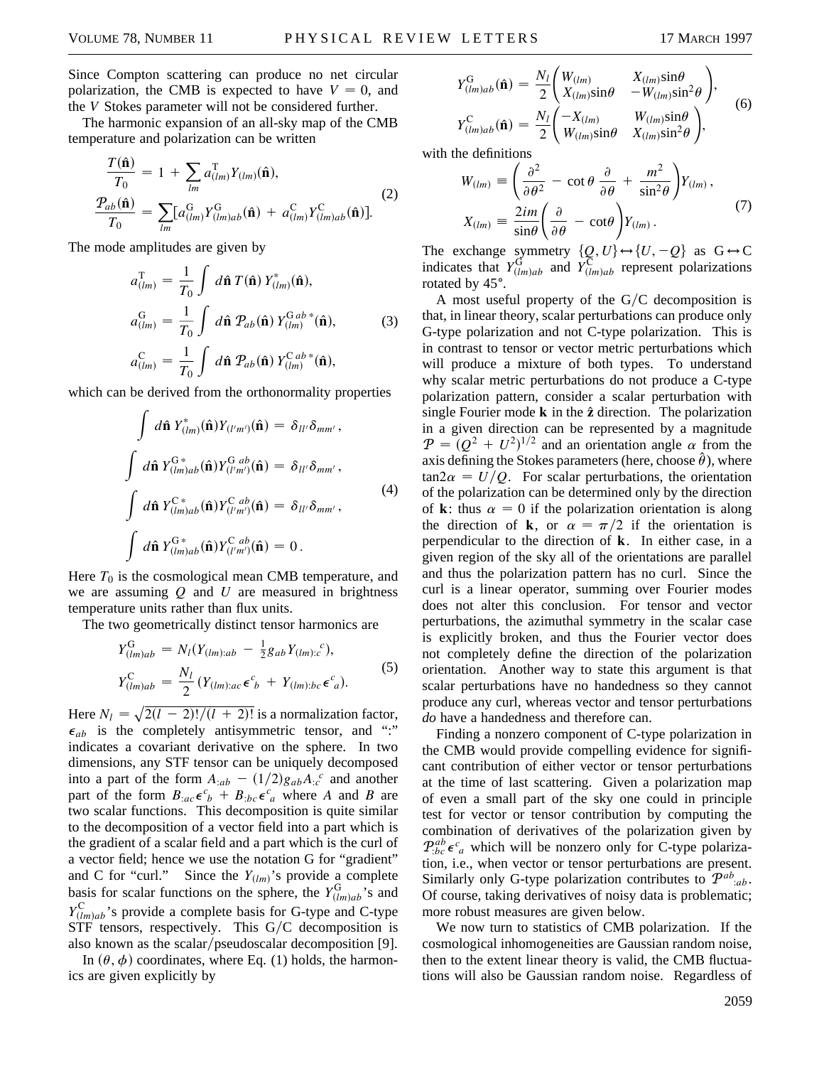Since Compton scattering can produce no net circular polarization, the CMB is expected to have $V = 0$, and the $V$ Stokes parameter will not be considered further.

The harmonic expansion of an all-sky map of the CMB temperature and polarization can be written

$$
\begin{aligned}
\frac{T(\hat{\mathbf{n}})}{T_0} &= 1 + \sum_{lm} a^{\mathrm{T}}_{(lm)} Y_{(lm)}(\hat{\mathbf{n}}), \\
\frac{\mathcal{P}_{ab}(\hat{\mathbf{n}})}{T_0} &= \sum_{lm} [a^{\mathrm{G}}_{(lm)} Y^{\mathrm{G}}_{(lm)ab}(\hat{\mathbf{n}}) + a^{\mathrm{C}}_{(lm)} Y^{\mathrm{C}}_{(lm)ab}(\hat{\mathbf{n}})].
\end{aligned}
\tag{2}
$$

The mode amplitudes are given by

$$
\begin{aligned}
a^{\mathrm{T}}_{(lm)} &= \frac{1}{T_0} \int d\hat{\mathbf{n}}\, T(\hat{\mathbf{n}})\, Y^*_{(lm)}(\hat{\mathbf{n}}), \\
a^{\mathrm{G}}_{(lm)} &= \frac{1}{T_0} \int d\hat{\mathbf{n}}\, \mathcal{P}_{ab}(\hat{\mathbf{n}})\, Y^{\mathrm{G}\,ab\,*}_{(lm)}(\hat{\mathbf{n}}), \\
a^{\mathrm{C}}_{(lm)} &= \frac{1}{T_0} \int d\hat{\mathbf{n}}\, \mathcal{P}_{ab}(\hat{\mathbf{n}})\, Y^{\mathrm{C}\,ab\,*}_{(lm)}(\hat{\mathbf{n}}),
\end{aligned}
\tag{3}
$$

which can be derived from the orthonormality properties

$$
\begin{aligned}
&\int d\hat{\mathbf{n}}\, Y^*_{(lm)}(\hat{\mathbf{n}}) Y_{(l'm')}(\hat{\mathbf{n}}) = \delta_{ll'}\delta_{mm'}, \\
&\int d\hat{\mathbf{n}}\, Y^{\mathrm{G}\,*}_{(lm)ab}(\hat{\mathbf{n}}) Y^{\mathrm{G}\,ab}_{(l'm')}(\hat{\mathbf{n}}) = \delta_{ll'}\delta_{mm'}, \\
&\int d\hat{\mathbf{n}}\, Y^{\mathrm{C}\,*}_{(lm)ab}(\hat{\mathbf{n}}) Y^{\mathrm{C}\,ab}_{(l'm')}(\hat{\mathbf{n}}) = \delta_{ll'}\delta_{mm'}, \\
&\int d\hat{\mathbf{n}}\, Y^{\mathrm{G}\,*}_{(lm)ab}(\hat{\mathbf{n}}) Y^{\mathrm{C}\,ab}_{(l'm')}(\hat{\mathbf{n}}) = 0.
\end{aligned}
\tag{4}
$$

Here $T_0$ is the cosmological mean CMB temperature, and we are assuming $Q$ and $U$ are measured in brightness temperature units rather than flux units.

The two geometrically distinct tensor harmonics are

$$
\begin{aligned}
Y^{\mathrm{G}}_{(lm)ab} &= N_l \left(Y_{(lm):ab} - \tfrac{1}{2} g_{ab} Y_{(lm):c}{}^{c}\right), \\
Y^{\mathrm{C}}_{(lm)ab} &= \frac{N_l}{2} \left(Y_{(lm):ac}\epsilon^{c}{}_{b} + Y_{(lm):bc}\epsilon^{c}{}_{a}\right).
\end{aligned}
\tag{5}
$$

Here $N_l = \sqrt{2(l-2)!/(l+2)!}$ is a normalization factor, $\epsilon_{ab}$ is the completely antisymmetric tensor, and ":" indicates a covariant derivative on the sphere. In two dimensions, any STF tensor can be uniquely decomposed into a part of the form $A_{:ab} - (1/2)g_{ab}A_{:c}{}^{c}$ and another part of the form $B_{:ac}\epsilon^{c}{}_{b} + B_{:bc}\epsilon^{c}{}_{a}$ where $A$ and $B$ are two scalar functions. This decomposition is quite similar to the decomposition of a vector field into a part which is the gradient of a scalar field and a part which is the curl of a vector field; hence we use the notation G for "gradient" and C for "curl." Since the $Y_{(lm)}$'s provide a complete basis for scalar functions on the sphere, the $Y^{\mathrm{G}}_{(lm)ab}$'s and $Y^{\mathrm{C}}_{(lm)ab}$'s provide a complete basis for G-type and C-type STF tensors, respectively. This G/C decomposition is also known as the scalar/pseudoscalar decomposition [9].

In $(\theta, \phi)$ coordinates, where Eq. (1) holds, the harmonics are given explicitly by

$$
\begin{aligned}
Y^{\mathrm{G}}_{(lm)ab}(\hat{\mathbf{n}}) &= \frac{N_l}{2} \begin{pmatrix} W_{(lm)} & X_{(lm)}\sin\theta \\ X_{(lm)}\sin\theta & -W_{(lm)}\sin^2\theta \end{pmatrix}, \\
Y^{\mathrm{C}}_{(lm)ab}(\hat{\mathbf{n}}) &= \frac{N_l}{2} \begin{pmatrix} -X_{(lm)} & W_{(lm)}\sin\theta \\ W_{(lm)}\sin\theta & X_{(lm)}\sin^2\theta \end{pmatrix},
\end{aligned}
\tag{6}
$$

with the definitions

$$
\begin{aligned}
W_{(lm)} &\equiv \left(\frac{\partial^2}{\partial\theta^2} - \cot\theta\,\frac{\partial}{\partial\theta} + \frac{m^2}{\sin^2\theta}\right) Y_{(lm)}, \\
X_{(lm)} &\equiv \frac{2im}{\sin\theta}\left(\frac{\partial}{\partial\theta} - \cot\theta\right) Y_{(lm)}.
\end{aligned}
\tag{7}
$$

The exchange symmetry $\{Q, U\} \leftrightarrow \{U, -Q\}$ as $\mathrm{G} \leftrightarrow \mathrm{C}$ indicates that $Y^{\mathrm{G}}_{(lm)ab}$ and $Y^{\mathrm{C}}_{(lm)ab}$ represent polarizations rotated by 45°.

A most useful property of the G/C decomposition is that, in linear theory, scalar perturbations can produce only G-type polarization and not C-type polarization. This is in contrast to tensor or vector metric perturbations which will produce a mixture of both types. To understand why scalar metric perturbations do not produce a C-type polarization pattern, consider a scalar perturbation with single Fourier mode $\mathbf{k}$ in the $\hat{\mathbf{z}}$ direction. The polarization in a given direction can be represented by a magnitude $\mathcal{P} = (Q^2 + U^2)^{1/2}$ and an orientation angle $\alpha$ from the axis defining the Stokes parameters (here, choose $\hat{\theta}$), where $\tan 2\alpha = U/Q$. For scalar perturbations, the orientation of the polarization can be determined only by the direction of $\mathbf{k}$: thus $\alpha = 0$ if the polarization orientation is along the direction of $\mathbf{k}$, or $\alpha = \pi/2$ if the orientation is perpendicular to the direction of $\mathbf{k}$. In either case, in a given region of the sky all of the orientations are parallel and thus the polarization pattern has no curl. Since the curl is a linear operator, summing over Fourier modes does not alter this conclusion. For tensor and vector perturbations, the azimuthal symmetry in the scalar case is explicitly broken, and thus the Fourier vector does not completely define the direction of the polarization orientation. Another way to state this argument is that scalar perturbations have no handedness so they cannot produce any curl, whereas vector and tensor perturbations *do* have a handedness and therefore can.

Finding a nonzero component of C-type polarization in the CMB would provide compelling evidence for significant contribution of either vector or tensor perturbations at the time of last scattering. Given a polarization map of even a small part of the sky one could in principle test for vector or tensor contribution by computing the combination of derivatives of the polarization given by $\mathcal{P}^{ab}_{:bc}\epsilon^{c}{}_{a}$ which will be nonzero only for C-type polarization, i.e., when vector or tensor perturbations are present. Similarly only G-type polarization contributes to $\mathcal{P}^{ab}{}_{:ab}$. Of course, taking derivatives of noisy data is problematic; more robust measures are given below.

We now turn to statistics of CMB polarization. If the cosmological inhomogeneities are Gaussian random noise, then to the extent linear theory is valid, the CMB fluctuations will also be Gaussian random noise. Regardless of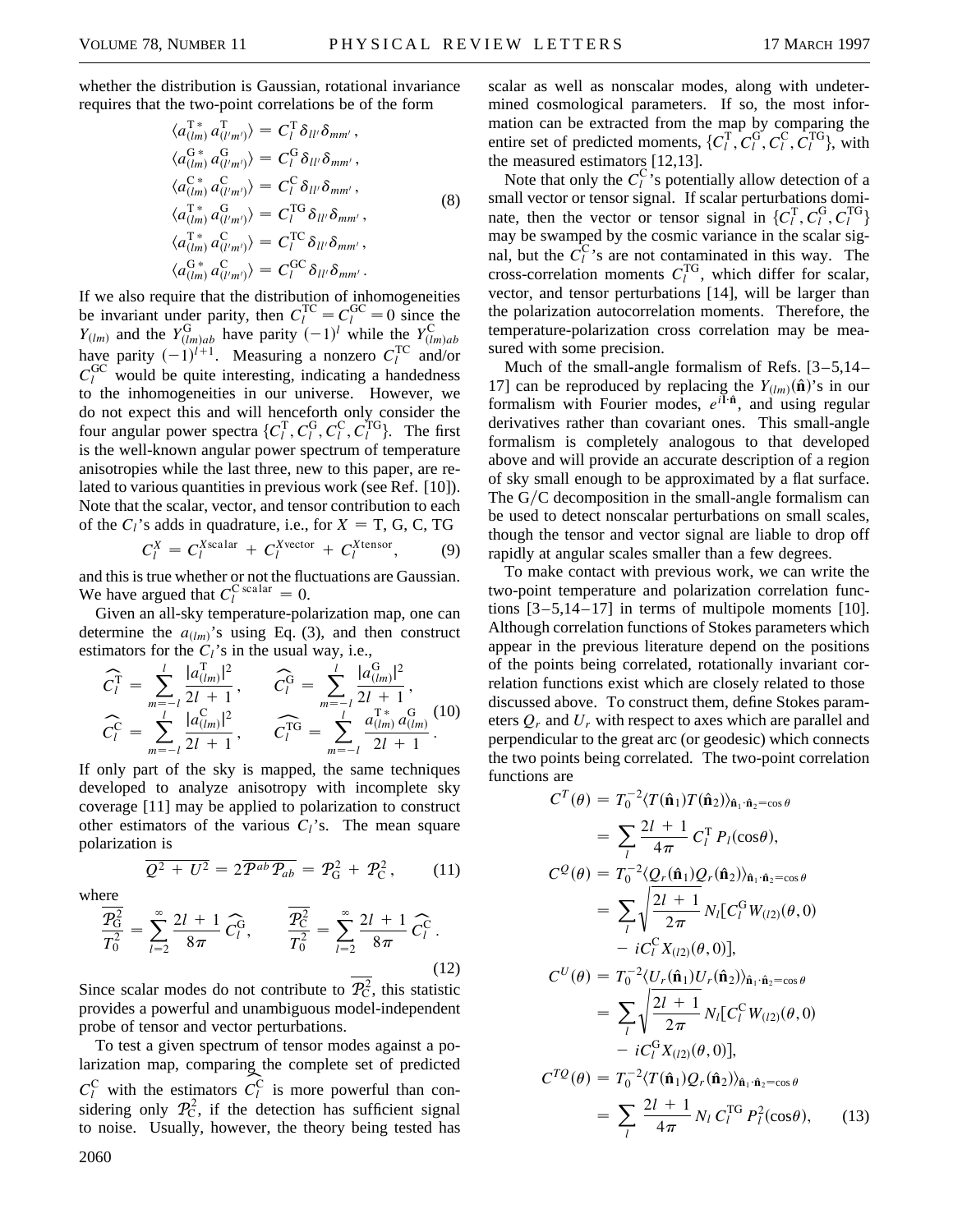whether the distribution is Gaussian, rotational invariance requires that the two-point correlations be of the form

$$
\begin{aligned}
\langle a^{\mathrm{T}*}_{(lm)} a^{\mathrm{T}}_{(l'm')}\rangle &= C^{\mathrm{T}}_l \delta_{ll'}\delta_{mm'}, \\
\langle a^{\mathrm{G}*}_{(lm)} a^{\mathrm{G}}_{(l'm')}\rangle &= C^{\mathrm{G}}_l \delta_{ll'}\delta_{mm'}, \\
\langle a^{\mathrm{C}*}_{(lm)} a^{\mathrm{C}}_{(l'm')}\rangle &= C^{\mathrm{C}}_l \delta_{ll'}\delta_{mm'}, \\
\langle a^{\mathrm{T}*}_{(lm)} a^{\mathrm{G}}_{(l'm')}\rangle &= C^{\mathrm{TG}}_l \delta_{ll'}\delta_{mm'}, \\
\langle a^{\mathrm{T}*}_{(lm)} a^{\mathrm{C}}_{(l'm')}\rangle &= C^{\mathrm{TC}}_l \delta_{ll'}\delta_{mm'}, \\
\langle a^{\mathrm{G}*}_{(lm)} a^{\mathrm{C}}_{(l'm')}\rangle &= C^{\mathrm{GC}}_l \delta_{ll'}\delta_{mm'}.
\end{aligned}
\tag{8}
$$

If we also require that the distribution of inhomogeneities be invariant under parity, then $C^{\mathrm{TC}}_l = C^{\mathrm{GC}}_l = 0$ since the $Y_{(lm)}$ and the $Y^{\mathrm{G}}_{(lm)ab}$ have parity $(-1)^l$ while the $Y^{\mathrm{C}}_{(lm)ab}$ have parity $(-1)^{l+1}$. Measuring a nonzero $C^{\mathrm{TC}}_l$ and/or $C^{\mathrm{GC}}_l$ would be quite interesting, indicating a handedness to the inhomogeneities in our universe. However, we do not expect this and will henceforth only consider the four angular power spectra $\{C^{\mathrm{T}}_l, C^{\mathrm{G}}_l, C^{\mathrm{C}}_l, C^{\mathrm{TG}}_l\}$. The first is the well-known angular power spectrum of temperature anisotropies while the last three, new to this paper, are related to various quantities in previous work (see Ref. [10]). Note that the scalar, vector, and tensor contribution to each of the $C_l$'s adds in quadrature, i.e., for $X = \mathrm{T}, \mathrm{G}, \mathrm{C}, \mathrm{TG}$

$$
C^X_l = C^{X\mathrm{scalar}}_l + C^{X\mathrm{vector}}_l + C^{X\mathrm{tensor}}_l, \tag{9}
$$

and this is true whether or not the fluctuations are Gaussian. We have argued that $C^{\mathrm{C\,scalar}}_l = 0$.

Given an all-sky temperature-polarization map, one can determine the $a_{(lm)}$'s using Eq. (3), and then construct estimators for the $C_l$'s in the usual way, i.e.,

$$
\widehat{C^{\mathrm{T}}_l} = \sum_{m=-l}^{l} \frac{|a^{\mathrm{T}}_{(lm)}|^2}{2l+1}, \qquad \widehat{C^{\mathrm{G}}_l} = \sum_{m=-l}^{l} \frac{|a^{\mathrm{G}}_{(lm)}|^2}{2l+1},
$$
$$
\widehat{C^{\mathrm{C}}_l} = \sum_{m=-l}^{l} \frac{|a^{\mathrm{C}}_{(lm)}|^2}{2l+1}, \qquad \widehat{C^{\mathrm{TG}}_l} = \sum_{m=-l}^{l} \frac{a^{\mathrm{T}*}_{(lm)} a^{\mathrm{G}}_{(lm)}}{2l+1}. \tag{10}
$$

If only part of the sky is mapped, the same techniques developed to analyze anisotropy with incomplete sky coverage [11] may be applied to polarization to construct other estimators of the various $C_l$'s. The mean square polarization is

$$
\overline{Q^2 + U^2} = 2\overline{\mathcal{P}^{ab}\mathcal{P}_{ab}} = \mathcal{P}^2_{\mathrm{G}} + \mathcal{P}^2_{\mathrm{C}}, \tag{11}
$$

where

$$
\frac{\overline{\mathcal{P}^2_{\mathrm{G}}}}{T_0^2} = \sum_{l=2}^{\infty} \frac{2l+1}{8\pi}\widehat{C^{\mathrm{G}}_l}, \qquad \frac{\overline{\mathcal{P}^2_{\mathrm{C}}}}{T_0^2} = \sum_{l=2}^{\infty} \frac{2l+1}{8\pi}\widehat{C^{\mathrm{C}}_l}. \tag{12}
$$

Since scalar modes do not contribute to $\overline{\mathcal{P}^2_{\mathrm{C}}}$, this statistic provides a powerful and unambiguous model-independent probe of tensor and vector perturbations.

To test a given spectrum of tensor modes against a polarization map, comparing the complete set of predicted $C^{\mathrm{C}}_l$ with the estimators $\widehat{C^{\mathrm{C}}_l}$ is more powerful than considering only $\mathcal{P}^2_{\mathrm{C}}$, if the detection has sufficient signal to noise. Usually, however, the theory being tested has scalar as well as nonscalar modes, along with undetermined cosmological parameters. If so, the most information can be extracted from the map by comparing the entire set of predicted moments, $\{C^{\mathrm{T}}_l, C^{\mathrm{G}}_l, C^{\mathrm{C}}_l, C^{\mathrm{TG}}_l\}$, with the measured estimators [12,13].

Note that only the $C^{\mathrm{C}}_l$'s potentially allow detection of a small vector or tensor signal. If scalar perturbations dominate, then the vector or tensor signal in $\{C^{\mathrm{T}}_l, C^{\mathrm{G}}_l, C^{\mathrm{TG}}_l\}$ may be swamped by the cosmic variance in the scalar signal, but the $C^{\mathrm{C}}_l$'s are not contaminated in this way. The cross-correlation moments $C^{\mathrm{TG}}_l$, which differ for scalar, vector, and tensor perturbations [14], will be larger than the polarization autocorrelation moments. Therefore, the temperature-polarization cross correlation may be measured with some precision.

Much of the small-angle formalism of Refs. [3–5,14–17] can be reproduced by replacing the $Y_{(lm)}(\hat{\mathbf{n}})$'s in our formalism with Fourier modes, $e^{i\mathbf{l}\cdot\hat{\mathbf{n}}}$, and using regular derivatives rather than covariant ones. This small-angle formalism is completely analogous to that developed above and will provide an accurate description of a region of sky small enough to be approximated by a flat surface. The G/C decomposition in the small-angle formalism can be used to detect nonscalar perturbations on small scales, though the tensor and vector signal are liable to drop off rapidly at angular scales smaller than a few degrees.

To make contact with previous work, we can write the two-point temperature and polarization correlation functions [3–5,14–17] in terms of multipole moments [10]. Although correlation functions of Stokes parameters which appear in the previous literature depend on the positions of the points being correlated, rotationally invariant correlation functions exist which are closely related to those discussed above. To construct them, define Stokes parameters $Q_r$ and $U_r$ with respect to axes which are parallel and perpendicular to the great arc (or geodesic) which connects the two points being correlated. The two-point correlation functions are

$$
\begin{aligned}
C^T(\theta) &= T_0^{-2}\langle T(\hat{\mathbf{n}}_1)T(\hat{\mathbf{n}}_2)\rangle_{\hat{\mathbf{n}}_1\cdot\hat{\mathbf{n}}_2=\cos\theta} \\
&= \sum_l \frac{2l+1}{4\pi} C^{\mathrm{T}}_l P_l(\cos\theta), \\
C^Q(\theta) &= T_0^{-2}\langle Q_r(\hat{\mathbf{n}}_1)Q_r(\hat{\mathbf{n}}_2)\rangle_{\hat{\mathbf{n}}_1\cdot\hat{\mathbf{n}}_2=\cos\theta} \\
&= \sum_l \sqrt{\frac{2l+1}{2\pi}} N_l [C^{\mathrm{G}}_l W_{(l2)}(\theta,0) \\
&\quad - iC^{\mathrm{C}}_l X_{(l2)}(\theta,0)], \\
C^U(\theta) &= T_0^{-2}\langle U_r(\hat{\mathbf{n}}_1)U_r(\hat{\mathbf{n}}_2)\rangle_{\hat{\mathbf{n}}_1\cdot\hat{\mathbf{n}}_2=\cos\theta} \\
&= \sum_l \sqrt{\frac{2l+1}{2\pi}} N_l [C^{\mathrm{C}}_l W_{(l2)}(\theta,0) \\
&\quad - iC^{\mathrm{G}}_l X_{(l2)}(\theta,0)], \\
C^{TQ}(\theta) &= T_0^{-2}\langle T(\hat{\mathbf{n}}_1)Q_r(\hat{\mathbf{n}}_2)\rangle_{\hat{\mathbf{n}}_1\cdot\hat{\mathbf{n}}_2=\cos\theta} \\
&= \sum_l \frac{2l+1}{4\pi} N_l\, C^{\mathrm{TG}}_l P^2_l(\cos\theta),
\end{aligned}
\tag{13}
$$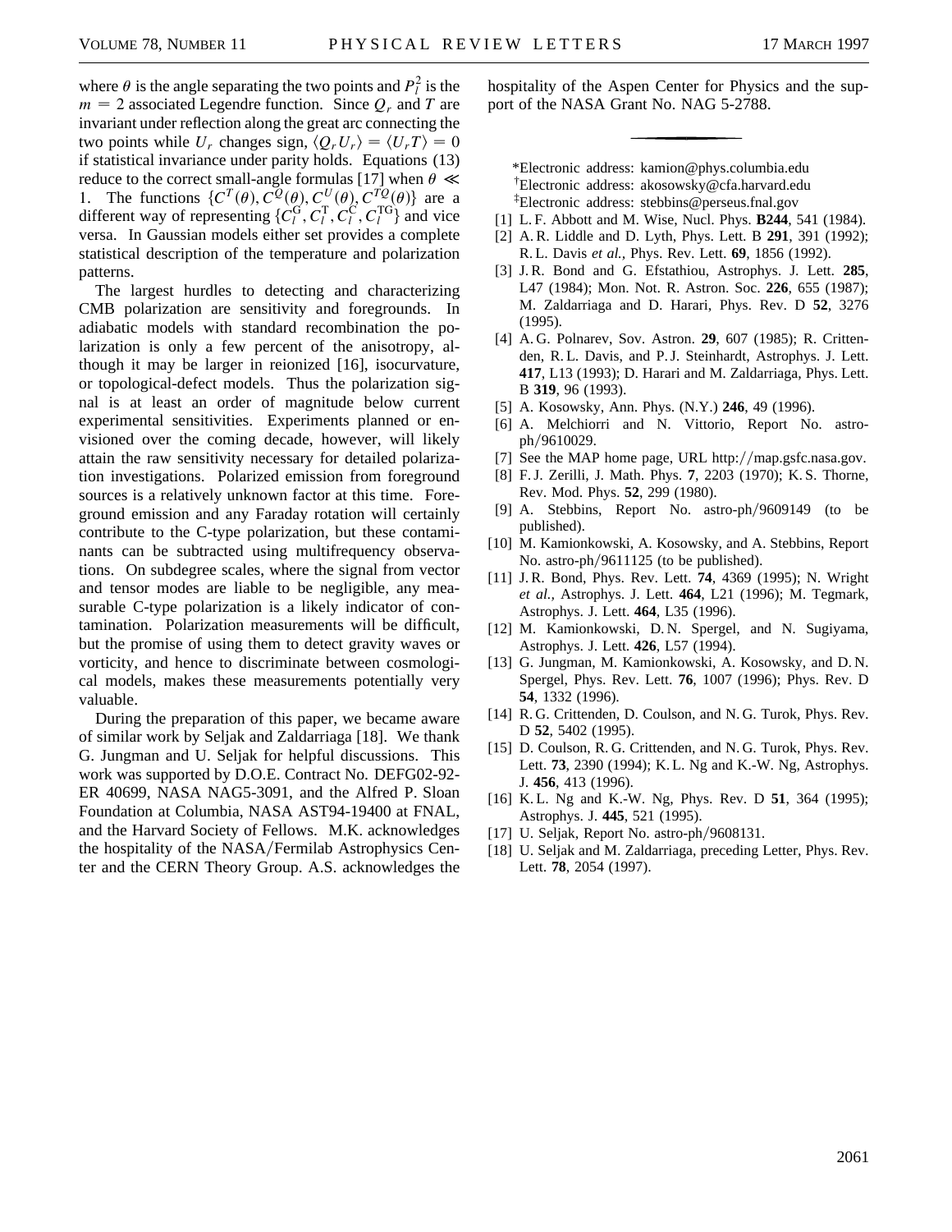where $\theta$ is the angle separating the two points and $P_l^2$ is the $m = 2$ associated Legendre function. Since $Q_r$ and $T$ are invariant under reflection along the great arc connecting the two points while $U_r$ changes sign, $\langle Q_r U_r \rangle = \langle U_r T \rangle = 0$ if statistical invariance under parity holds. Equations (13) reduce to the correct small-angle formulas [17] when $\theta \ll 1$. The functions $\{C^T(\theta), C^Q(\theta), C^U(\theta), C^{TQ}(\theta)\}$ are a different way of representing $\{C_l^{\rm G}, C_l^{\rm T}, C_l^{\rm C}, C_l^{\rm TG}\}$ and vice versa. In Gaussian models either set provides a complete statistical description of the temperature and polarization patterns.

The largest hurdles to detecting and characterizing CMB polarization are sensitivity and foregrounds. In adiabatic models with standard recombination the polarization is only a few percent of the anisotropy, although it may be larger in reionized [16], isocurvature, or topological-defect models. Thus the polarization signal is at least an order of magnitude below current experimental sensitivities. Experiments planned or envisioned over the coming decade, however, will likely attain the raw sensitivity necessary for detailed polarization investigations. Polarized emission from foreground sources is a relatively unknown factor at this time. Foreground emission and any Faraday rotation will certainly contribute to the C-type polarization, but these contaminants can be subtracted using multifrequency observations. On subdegree scales, where the signal from vector and tensor modes are liable to be negligible, any measurable C-type polarization is a likely indicator of contamination. Polarization measurements will be difficult, but the promise of using them to detect gravity waves or vorticity, and hence to discriminate between cosmological models, makes these measurements potentially very valuable.

During the preparation of this paper, we became aware of similar work by Seljak and Zaldarriaga [18]. We thank G. Jungman and U. Seljak for helpful discussions. This work was supported by D.O.E. Contract No. DEFG02-92-ER 40699, NASA NAG5-3091, and the Alfred P. Sloan Foundation at Columbia, NASA AST94-19400 at FNAL, and the Harvard Society of Fellows. M.K. acknowledges the hospitality of the NASA/Fermilab Astrophysics Center and the CERN Theory Group. A.S. acknowledges the hospitality of the Aspen Center for Physics and the support of the NASA Grant No. NAG 5-2788.

---

*Electronic address: kamion@phys.columbia.edu

†Electronic address: akosowsky@cfa.harvard.edu

‡Electronic address: stebbins@perseus.fnal.gov

[1] L. F. Abbott and M. Wise, Nucl. Phys. **B244**, 541 (1984).

[2] A. R. Liddle and D. Lyth, Phys. Lett. B **291**, 391 (1992); R. L. Davis *et al.*, Phys. Rev. Lett. **69**, 1856 (1992).

[3] J. R. Bond and G. Efstathiou, Astrophys. J. Lett. **285**, L47 (1984); Mon. Not. R. Astron. Soc. **226**, 655 (1987); M. Zaldarriaga and D. Harari, Phys. Rev. D **52**, 3276 (1995).

[4] A. G. Polnarev, Sov. Astron. **29**, 607 (1985); R. Crittenden, R. L. Davis, and P. J. Steinhardt, Astrophys. J. Lett. **417**, L13 (1993); D. Harari and M. Zaldarriaga, Phys. Lett. B **319**, 96 (1993).

[5] A. Kosowsky, Ann. Phys. (N.Y.) **246**, 49 (1996).

[6] A. Melchiorri and N. Vittorio, Report No. astro-ph/9610029.

[7] See the MAP home page, URL http://map.gsfc.nasa.gov.

[8] F. J. Zerilli, J. Math. Phys. **7**, 2203 (1970); K. S. Thorne, Rev. Mod. Phys. **52**, 299 (1980).

[9] A. Stebbins, Report No. astro-ph/9609149 (to be published).

[10] M. Kamionkowski, A. Kosowsky, and A. Stebbins, Report No. astro-ph/9611125 (to be published).

[11] J. R. Bond, Phys. Rev. Lett. **74**, 4369 (1995); N. Wright *et al.*, Astrophys. J. Lett. **464**, L21 (1996); M. Tegmark, Astrophys. J. Lett. **464**, L35 (1996).

[12] M. Kamionkowski, D. N. Spergel, and N. Sugiyama, Astrophys. J. Lett. **426**, L57 (1994).

[13] G. Jungman, M. Kamionkowski, A. Kosowsky, and D. N. Spergel, Phys. Rev. Lett. **76**, 1007 (1996); Phys. Rev. D **54**, 1332 (1996).

[14] R. G. Crittenden, D. Coulson, and N. G. Turok, Phys. Rev. D **52**, 5402 (1995).

[15] D. Coulson, R. G. Crittenden, and N. G. Turok, Phys. Rev. Lett. **73**, 2390 (1994); K. L. Ng and K.-W. Ng, Astrophys. J. **456**, 413 (1996).

[16] K. L. Ng and K.-W. Ng, Phys. Rev. D **51**, 364 (1995); Astrophys. J. **445**, 521 (1995).

[17] U. Seljak, Report No. astro-ph/9608131.

[18] U. Seljak and M. Zaldarriaga, preceding Letter, Phys. Rev. Lett. **78**, 2054 (1997).